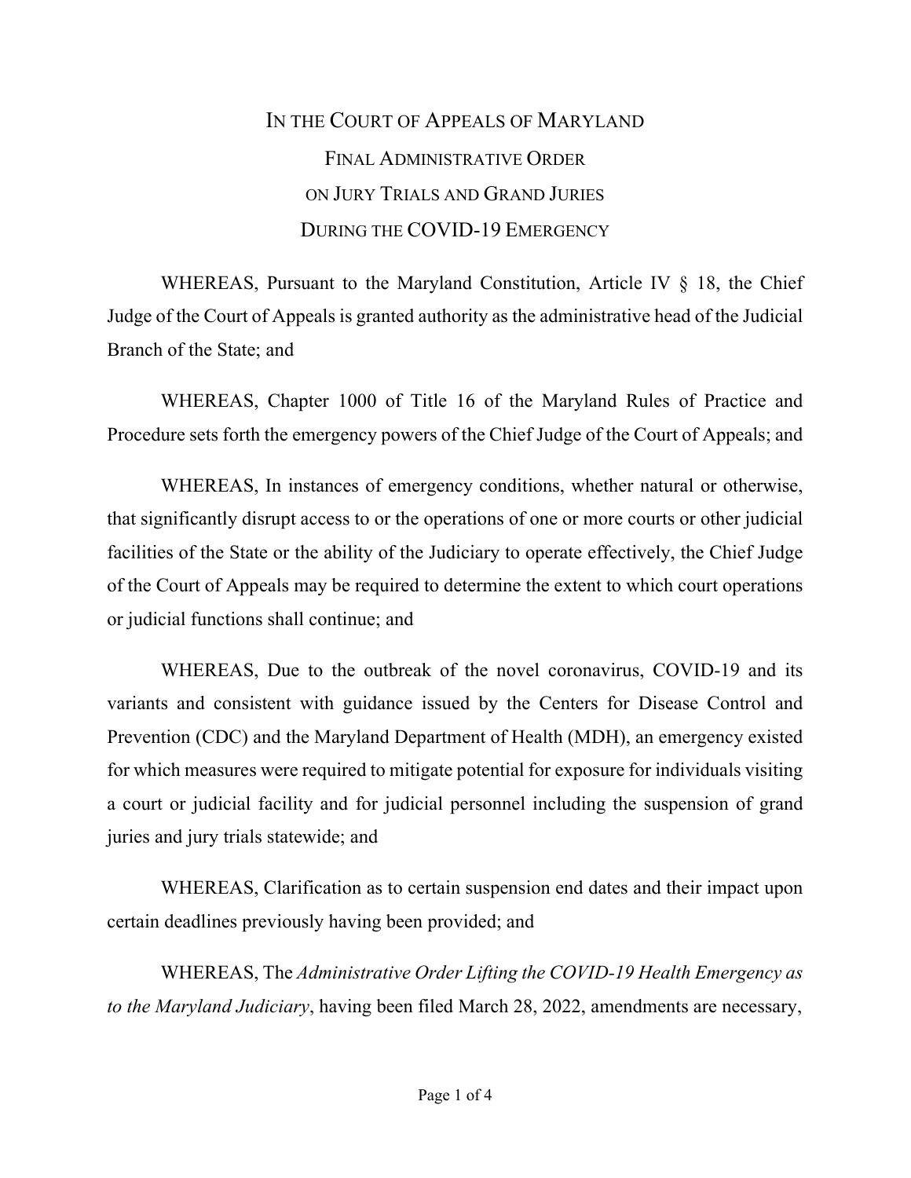# IN THE COURT OF APPEALS OF MARYLAND

## FINAL ADMINISTRATIVE ORDER ON JURY TRIALS AND GRAND JURIES DURING THE COVID-19 EMERGENCY

WHEREAS, Pursuant to the Maryland Constitution, Article IV § 18, the Chief Judge of the Court of Appeals is granted authority as the administrative head of the Judicial Branch of the State; and

WHEREAS, Chapter 1000 of Title 16 of the Maryland Rules of Practice and Procedure sets forth the emergency powers of the Chief Judge of the Court of Appeals; and

WHEREAS, In instances of emergency conditions, whether natural or otherwise, that significantly disrupt access to or the operations of one or more courts or other judicial facilities of the State or the ability of the Judiciary to operate effectively, the Chief Judge of the Court of Appeals may be required to determine the extent to which court operations or judicial functions shall continue; and

WHEREAS, Due to the outbreak of the novel coronavirus, COVID-19 and its variants and consistent with guidance issued by the Centers for Disease Control and Prevention (CDC) and the Maryland Department of Health (MDH), an emergency existed for which measures were required to mitigate potential for exposure for individuals visiting a court or judicial facility and for judicial personnel including the suspension of grand juries and jury trials statewide; and

WHEREAS, Clarification as to certain suspension end dates and their impact upon certain deadlines previously having been provided; and

WHEREAS, The *Administrative Order Lifting the COVID-19 Health Emergency as to the Maryland Judiciary*, having been filed March 28, 2022, amendments are necessary,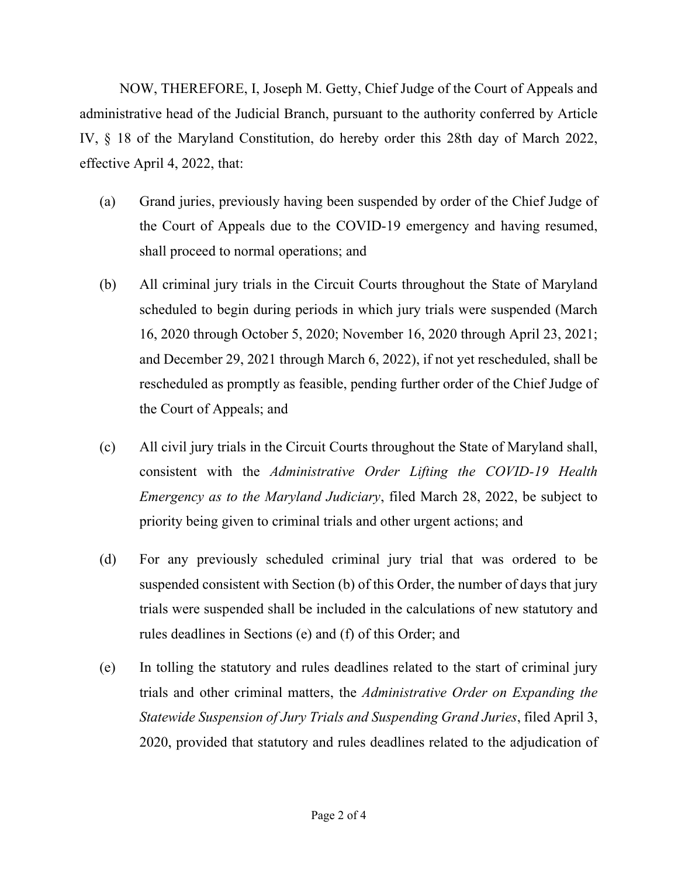NOW, THEREFORE, I, Joseph M. Getty, Chief Judge of the Court of Appeals and administrative head of the Judicial Branch, pursuant to the authority conferred by Article IV, § 18 of the Maryland Constitution, do hereby order this 28th day of March 2022, effective April 4, 2022, that:

(a) Grand juries, previously having been suspended by order of the Chief Judge of the Court of Appeals due to the COVID-19 emergency and having resumed, shall proceed to normal operations; and

(b) All criminal jury trials in the Circuit Courts throughout the State of Maryland scheduled to begin during periods in which jury trials were suspended (March 16, 2020 through October 5, 2020; November 16, 2020 through April 23, 2021; and December 29, 2021 through March 6, 2022), if not yet rescheduled, shall be rescheduled as promptly as feasible, pending further order of the Chief Judge of the Court of Appeals; and

(c) All civil jury trials in the Circuit Courts throughout the State of Maryland shall, consistent with the *Administrative Order Lifting the COVID-19 Health Emergency as to the Maryland Judiciary*, filed March 28, 2022, be subject to priority being given to criminal trials and other urgent actions; and

(d) For any previously scheduled criminal jury trial that was ordered to be suspended consistent with Section (b) of this Order, the number of days that jury trials were suspended shall be included in the calculations of new statutory and rules deadlines in Sections (e) and (f) of this Order; and

(e) In tolling the statutory and rules deadlines related to the start of criminal jury trials and other criminal matters, the *Administrative Order on Expanding the Statewide Suspension of Jury Trials and Suspending Grand Juries*, filed April 3, 2020, provided that statutory and rules deadlines related to the adjudication of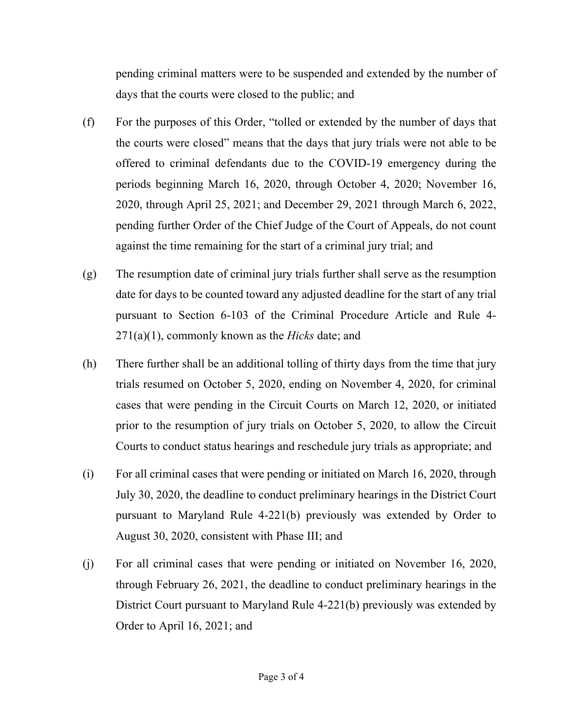pending criminal matters were to be suspended and extended by the number of days that the courts were closed to the public; and

(f) For the purposes of this Order, "tolled or extended by the number of days that the courts were closed" means that the days that jury trials were not able to be offered to criminal defendants due to the COVID-19 emergency during the periods beginning March 16, 2020, through October 4, 2020; November 16, 2020, through April 25, 2021; and December 29, 2021 through March 6, 2022, pending further Order of the Chief Judge of the Court of Appeals, do not count against the time remaining for the start of a criminal jury trial; and

(g) The resumption date of criminal jury trials further shall serve as the resumption date for days to be counted toward any adjusted deadline for the start of any trial pursuant to Section 6-103 of the Criminal Procedure Article and Rule 4-271(a)(1), commonly known as the *Hicks* date; and

(h) There further shall be an additional tolling of thirty days from the time that jury trials resumed on October 5, 2020, ending on November 4, 2020, for criminal cases that were pending in the Circuit Courts on March 12, 2020, or initiated prior to the resumption of jury trials on October 5, 2020, to allow the Circuit Courts to conduct status hearings and reschedule jury trials as appropriate; and

(i) For all criminal cases that were pending or initiated on March 16, 2020, through July 30, 2020, the deadline to conduct preliminary hearings in the District Court pursuant to Maryland Rule 4-221(b) previously was extended by Order to August 30, 2020, consistent with Phase III; and

(j) For all criminal cases that were pending or initiated on November 16, 2020, through February 26, 2021, the deadline to conduct preliminary hearings in the District Court pursuant to Maryland Rule 4-221(b) previously was extended by Order to April 16, 2021; and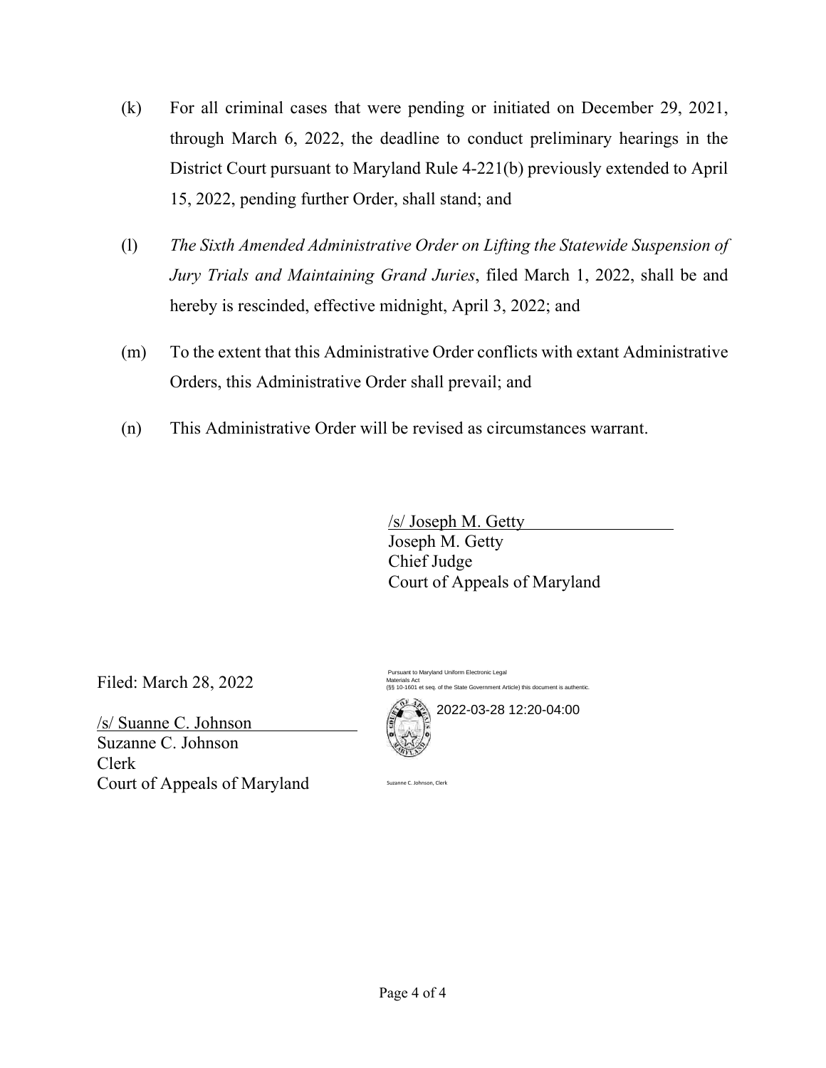(k) For all criminal cases that were pending or initiated on December 29, 2021, through March 6, 2022, the deadline to conduct preliminary hearings in the District Court pursuant to Maryland Rule 4-221(b) previously extended to April 15, 2022, pending further Order, shall stand; and

(l) *The Sixth Amended Administrative Order on Lifting the Statewide Suspension of Jury Trials and Maintaining Grand Juries*, filed March 1, 2022, shall be and hereby is rescinded, effective midnight, April 3, 2022; and

(m) To the extent that this Administrative Order conflicts with extant Administrative Orders, this Administrative Order shall prevail; and

(n) This Administrative Order will be revised as circumstances warrant.

/s/ Joseph M. Getty
Joseph M. Getty
Chief Judge
Court of Appeals of Maryland

Filed: March 28, 2022

/s/ Suanne C. Johnson
Suzanne C. Johnson
Clerk
Court of Appeals of Maryland

Pursuant to Maryland Uniform Electronic Legal Materials Act (§§ 10-1601 et seq. of the State Government Article) this document is authentic.

2022-03-28 12:20-04:00

Suzanne C. Johnson, Clerk